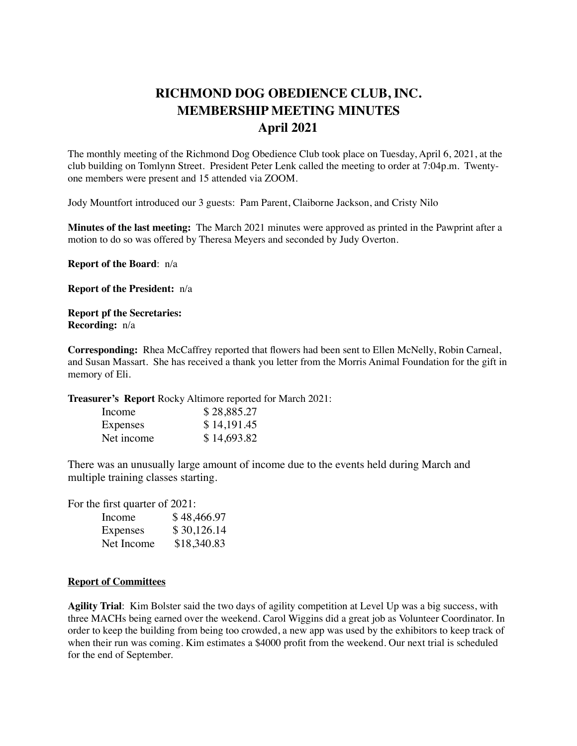// RICHMOND DOG OBEDIENCE CLUB, INC.
# MEMBERSHIP MEETING MINUTES
## April 2021

The monthly meeting of the Richmond Dog Obedience Club took place on Tuesday, April 6, 2021, at the club building on Tomlynn Street. President Peter Lenk called the meeting to order at 7:04p.m. Twenty-one members were present and 15 attended via ZOOM.

Jody Mountfort introduced our 3 guests: Pam Parent, Claiborne Jackson, and Cristy Nilo

**Minutes of the last meeting:** The March 2021 minutes were approved as printed in the Pawprint after a motion to do so was offered by Theresa Meyers and seconded by Judy Overton.

**Report of the Board**: n/a

**Report of the President:** n/a

**Report pf the Secretaries:**
**Recording:** n/a

**Corresponding:** Rhea McCaffrey reported that flowers had been sent to Ellen McNelly, Robin Carneal, and Susan Massart. She has received a thank you letter from the Morris Animal Foundation for the gift in memory of Eli.

**Treasurer's Report** Rocky Altimore reported for March 2021:

| | |
|---|---|
| Income | $ 28,885.27 |
| Expenses | $ 14,191.45 |
| Net income | $ 14,693.82 |

There was an unusually large amount of income due to the events held during March and multiple training classes starting.

For the first quarter of 2021:

| | |
|---|---|
| Income | $ 48,466.97 |
| Expenses | $ 30,126.14 |
| Net Income | $18,340.83 |

**Report of Committees**

**Agility Trial**: Kim Bolster said the two days of agility competition at Level Up was a big success, with three MACHs being earned over the weekend. Carol Wiggins did a great job as Volunteer Coordinator. In order to keep the building from being too crowded, a new app was used by the exhibitors to keep track of when their run was coming. Kim estimates a $4000 profit from the weekend. Our next trial is scheduled for the end of September.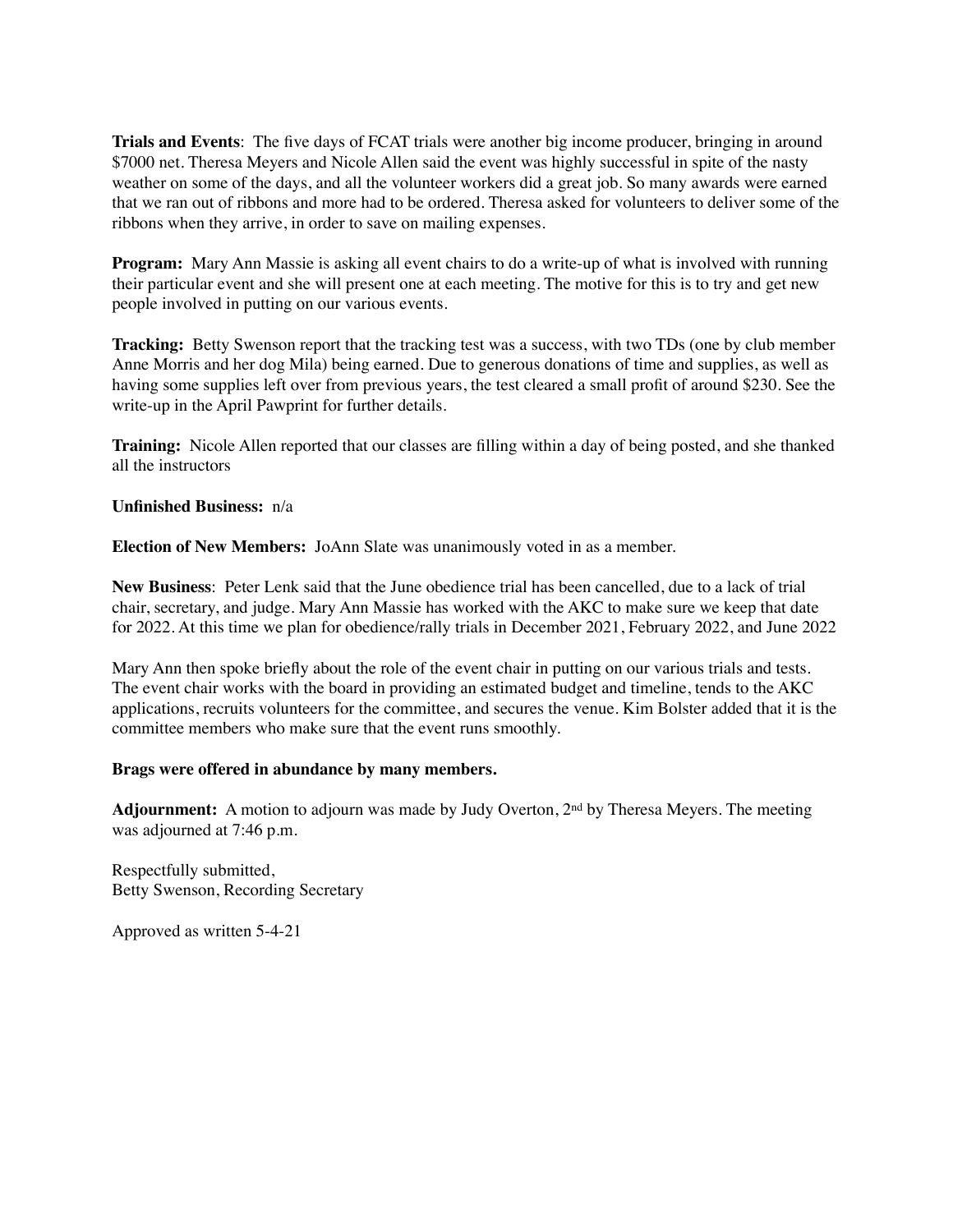**Trials and Events**: The five days of FCAT trials were another big income producer, bringing in around $7000 net. Theresa Meyers and Nicole Allen said the event was highly successful in spite of the nasty weather on some of the days, and all the volunteer workers did a great job. So many awards were earned that we ran out of ribbons and more had to be ordered. Theresa asked for volunteers to deliver some of the ribbons when they arrive, in order to save on mailing expenses.

**Program:** Mary Ann Massie is asking all event chairs to do a write-up of what is involved with running their particular event and she will present one at each meeting. The motive for this is to try and get new people involved in putting on our various events.

**Tracking:** Betty Swenson report that the tracking test was a success, with two TDs (one by club member Anne Morris and her dog Mila) being earned. Due to generous donations of time and supplies, as well as having some supplies left over from previous years, the test cleared a small profit of around $230. See the write-up in the April Pawprint for further details.

**Training:** Nicole Allen reported that our classes are filling within a day of being posted, and she thanked all the instructors

**Unfinished Business:** n/a

**Election of New Members:** JoAnn Slate was unanimously voted in as a member.

**New Business**: Peter Lenk said that the June obedience trial has been cancelled, due to a lack of trial chair, secretary, and judge. Mary Ann Massie has worked with the AKC to make sure we keep that date for 2022. At this time we plan for obedience/rally trials in December 2021, February 2022, and June 2022

Mary Ann then spoke briefly about the role of the event chair in putting on our various trials and tests. The event chair works with the board in providing an estimated budget and timeline, tends to the AKC applications, recruits volunteers for the committee, and secures the venue. Kim Bolster added that it is the committee members who make sure that the event runs smoothly.

**Brags were offered in abundance by many members.**

**Adjournment:** A motion to adjourn was made by Judy Overton, 2nd by Theresa Meyers. The meeting was adjourned at 7:46 p.m.

Respectfully submitted,
Betty Swenson, Recording Secretary

Approved as written 5-4-21